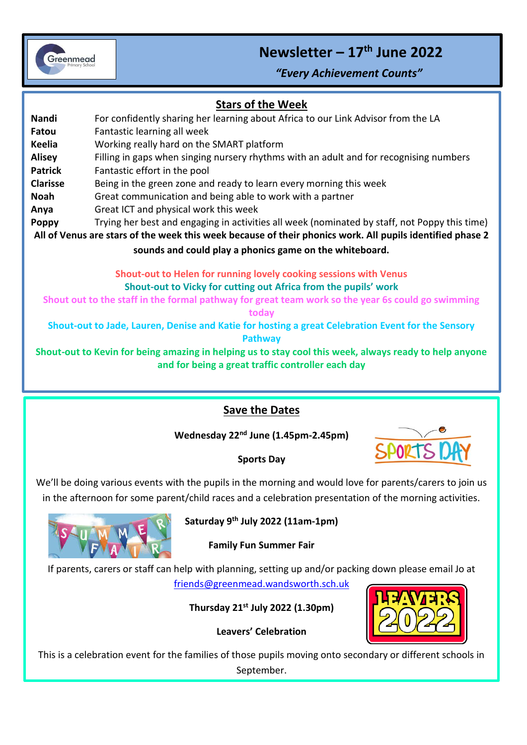# Newsletter – 17th June 2022

*"Every Achievement Counts"*

## Stars of the Week

| | |
|---|---|
| **Nandi** | For confidently sharing her learning about Africa to our Link Advisor from the LA |
| **Fatou** | Fantastic learning all week |
| **Keelia** | Working really hard on the SMART platform |
| **Alisey** | Filling in gaps when singing nursery rhythms with an adult and for recognising numbers |
| **Patrick** | Fantastic effort in the pool |
| **Clarisse** | Being in the green zone and ready to learn every morning this week |
| **Noah** | Great communication and being able to work with a partner |
| **Anya** | Great ICT and physical work this week |
| **Poppy** | Trying her best and engaging in activities all week (nominated by staff, not Poppy this time) |

**All of Venus are stars of the week this week because of their phonics work. All pupils identified phase 2 sounds and could play a phonics game on the whiteboard.**

**Shout-out to Helen for running lovely cooking sessions with Venus**

**Shout-out to Vicky for cutting out Africa from the pupils' work**

**Shout out to the staff in the formal pathway for great team work so the year 6s could go swimming today**

**Shout-out to Jade, Lauren, Denise and Katie for hosting a great Celebration Event for the Sensory Pathway**

**Shout-out to Kevin for being amazing in helping us to stay cool this week, always ready to help anyone and for being a great traffic controller each day**

## Save the Dates

**Wednesday 22nd June (1.45pm-2.45pm)**

**Sports Day**

We'll be doing various events with the pupils in the morning and would love for parents/carers to join us in the afternoon for some parent/child races and a celebration presentation of the morning activities.

**Saturday 9th July 2022 (11am-1pm)**

**Family Fun Summer Fair**

If parents, carers or staff can help with planning, setting up and/or packing down please email Jo at friends@greenmead.wandsworth.sch.uk

**Thursday 21st July 2022 (1.30pm)**

**Leavers' Celebration**

This is a celebration event for the families of those pupils moving onto secondary or different schools in September.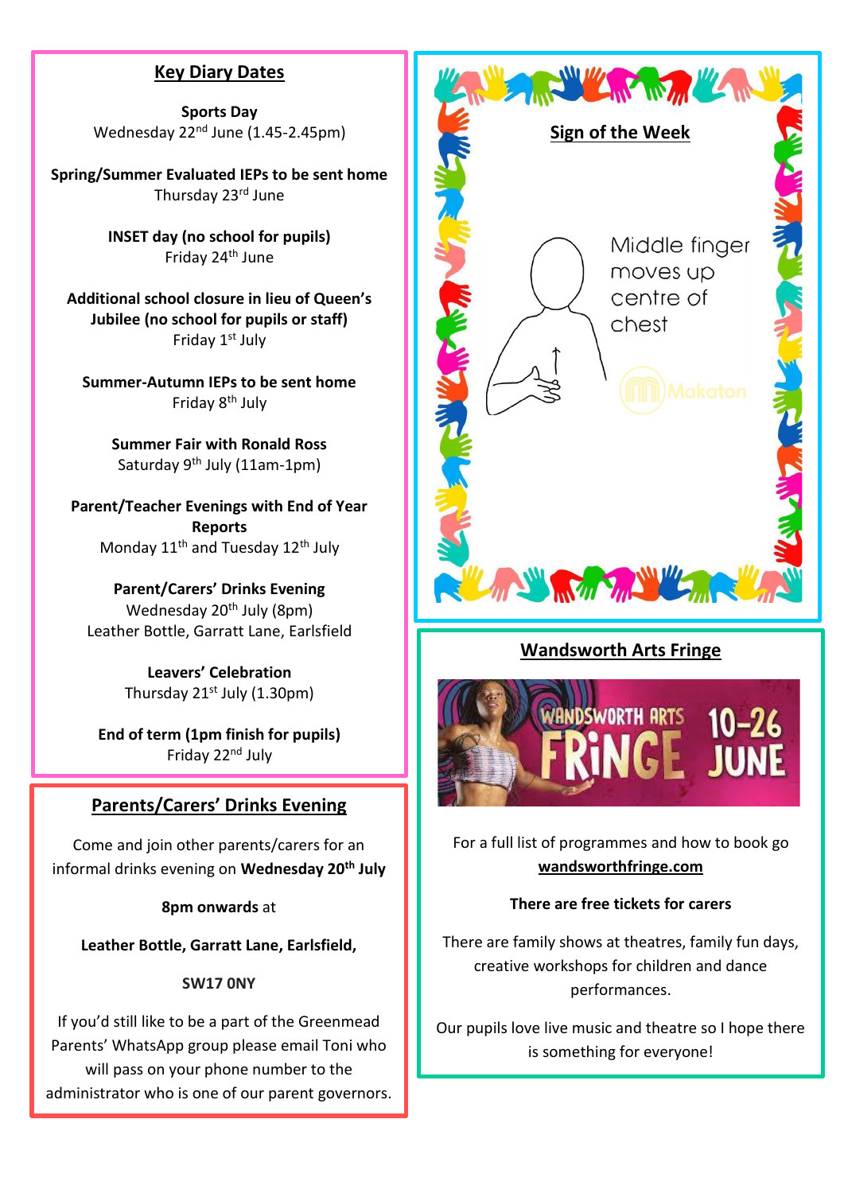## Key Diary Dates

**Sports Day**
Wednesday 22nd June (1.45-2.45pm)

**Spring/Summer Evaluated IEPs to be sent home**
Thursday 23rd June

**INSET day (no school for pupils)**
Friday 24th June

**Additional school closure in lieu of Queen's Jubilee (no school for pupils or staff)**
Friday 1st July

**Summer-Autumn IEPs to be sent home**
Friday 8th July

**Summer Fair with Ronald Ross**
Saturday 9th July (11am-1pm)

**Parent/Teacher Evenings with End of Year Reports**
Monday 11th and Tuesday 12th July

**Parent/Carers' Drinks Evening**
Wednesday 20th July (8pm)
Leather Bottle, Garratt Lane, Earlsfield

**Leavers' Celebration**
Thursday 21st July (1.30pm)

**End of term (1pm finish for pupils)**
Friday 22nd July

## Parents/Carers' Drinks Evening

Come and join other parents/carers for an informal drinks evening on **Wednesday 20th July**

**8pm onwards** at

**Leather Bottle, Garratt Lane, Earlsfield,**

**SW17 0NY**

If you'd still like to be a part of the Greenmead Parents' WhatsApp group please email Toni who will pass on your phone number to the administrator who is one of our parent governors.

## Sign of the Week

Middle finger moves up centre of chest

Makaton

## Wandsworth Arts Fringe

WANDSWORTH ARTS FRINGE 10-26 JUNE

For a full list of programmes and how to book go **wandsworthfringe.com**

**There are free tickets for carers**

There are family shows at theatres, family fun days, creative workshops for children and dance performances.

Our pupils love live music and theatre so I hope there is something for everyone!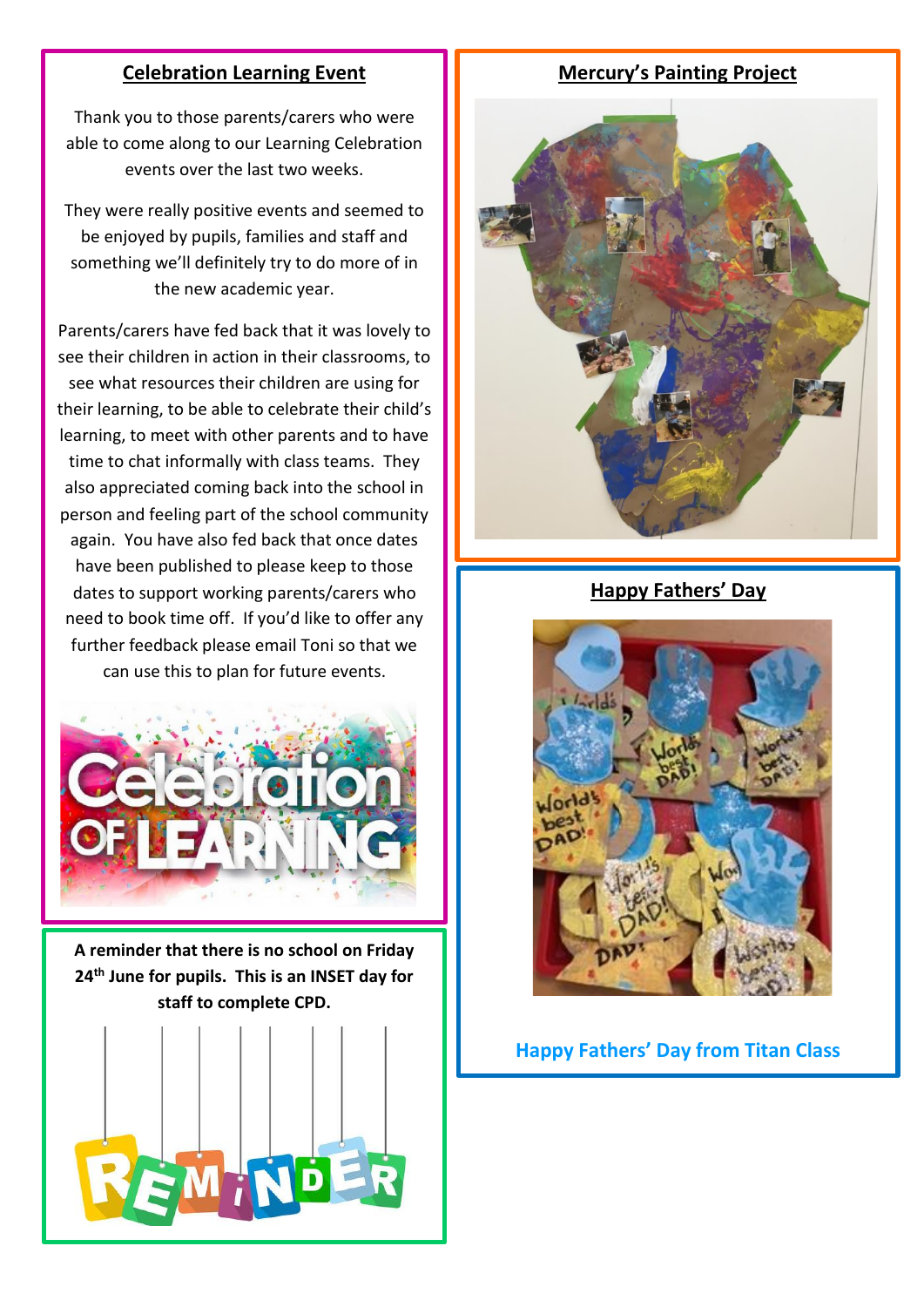## Celebration Learning Event

Thank you to those parents/carers who were able to come along to our Learning Celebration events over the last two weeks.

They were really positive events and seemed to be enjoyed by pupils, families and staff and something we'll definitely try to do more of in the new academic year.

Parents/carers have fed back that it was lovely to see their children in action in their classrooms, to see what resources their children are using for their learning, to be able to celebrate their child's learning, to meet with other parents and to have time to chat informally with class teams. They also appreciated coming back into the school in person and feeling part of the school community again. You have also fed back that once dates have been published to please keep to those dates to support working parents/carers who need to book time off. If you'd like to offer any further feedback please email Toni so that we can use this to plan for future events.

**A reminder that there is no school on Friday 24th June for pupils. This is an INSET day for staff to complete CPD.**

## Mercury's Painting Project

## Happy Fathers' Day

Happy Fathers' Day from Titan Class